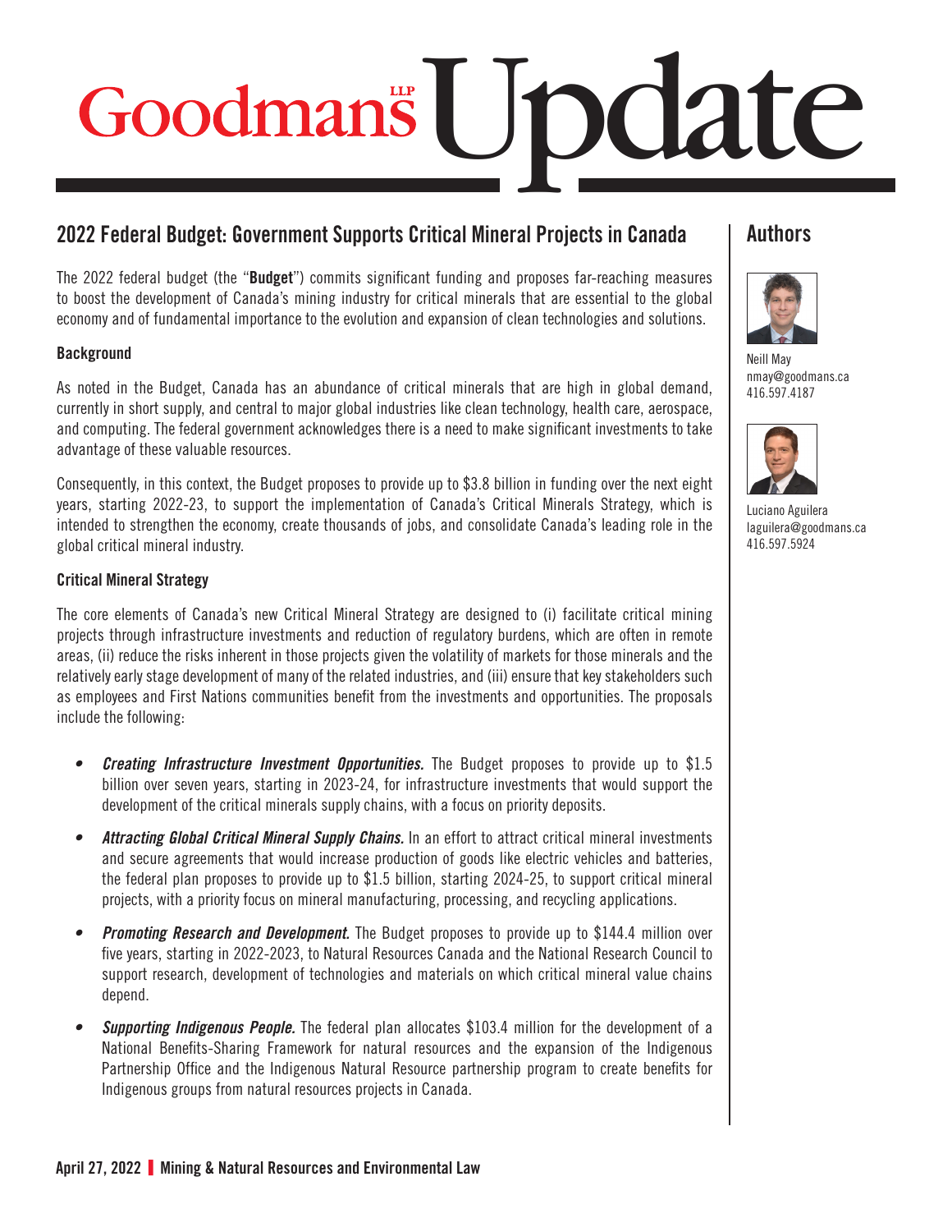# Goodmans LLP Update

## 2022 Federal Budget: Government Supports Critical Mineral Projects in Canada

The 2022 federal budget (the "**Budget**") commits significant funding and proposes far-reaching measures to boost the development of Canada's mining industry for critical minerals that are essential to the global economy and of fundamental importance to the evolution and expansion of clean technologies and solutions.

### Background

As noted in the Budget, Canada has an abundance of critical minerals that are high in global demand, currently in short supply, and central to major global industries like clean technology, health care, aerospace, and computing. The federal government acknowledges there is a need to make significant investments to take advantage of these valuable resources.

Consequently, in this context, the Budget proposes to provide up to $3.8 billion in funding over the next eight years, starting 2022-23, to support the implementation of Canada's Critical Minerals Strategy, which is intended to strengthen the economy, create thousands of jobs, and consolidate Canada's leading role in the global critical mineral industry.

### Critical Mineral Strategy

The core elements of Canada's new Critical Mineral Strategy are designed to (i) facilitate critical mining projects through infrastructure investments and reduction of regulatory burdens, which are often in remote areas, (ii) reduce the risks inherent in those projects given the volatility of markets for those minerals and the relatively early stage development of many of the related industries, and (iii) ensure that key stakeholders such as employees and First Nations communities benefit from the investments and opportunities. The proposals include the following:

- ***Creating Infrastructure Investment Opportunities.*** The Budget proposes to provide up to $1.5 billion over seven years, starting in 2023-24, for infrastructure investments that would support the development of the critical minerals supply chains, with a focus on priority deposits.
- ***Attracting Global Critical Mineral Supply Chains.*** In an effort to attract critical mineral investments and secure agreements that would increase production of goods like electric vehicles and batteries, the federal plan proposes to provide up to $1.5 billion, starting 2024-25, to support critical mineral projects, with a priority focus on mineral manufacturing, processing, and recycling applications.
- ***Promoting Research and Development.*** The Budget proposes to provide up to $144.4 million over five years, starting in 2022-2023, to Natural Resources Canada and the National Research Council to support research, development of technologies and materials on which critical mineral value chains depend.
- ***Supporting Indigenous People.*** The federal plan allocates $103.4 million for the development of a National Benefits-Sharing Framework for natural resources and the expansion of the Indigenous Partnership Office and the Indigenous Natural Resource partnership program to create benefits for Indigenous groups from natural resources projects in Canada.

## Authors

Neill May
nmay@goodmans.ca
416.597.4187

Luciano Aguilera
laguilera@goodmans.ca
416.597.5924

April 27, 2022 | Mining & Natural Resources and Environmental Law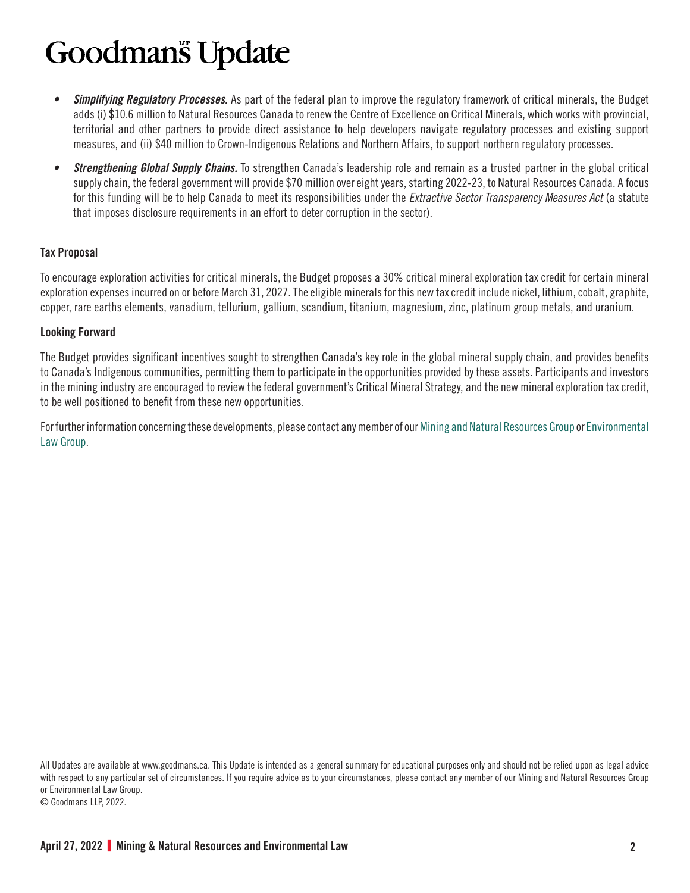- ***Simplifying Regulatory Processes.*** As part of the federal plan to improve the regulatory framework of critical minerals, the Budget adds (i) $10.6 million to Natural Resources Canada to renew the Centre of Excellence on Critical Minerals, which works with provincial, territorial and other partners to provide direct assistance to help developers navigate regulatory processes and existing support measures, and (ii) $40 million to Crown-Indigenous Relations and Northern Affairs, to support northern regulatory processes.
- ***Strengthening Global Supply Chains.*** To strengthen Canada's leadership role and remain as a trusted partner in the global critical supply chain, the federal government will provide $70 million over eight years, starting 2022-23, to Natural Resources Canada. A focus for this funding will be to help Canada to meet its responsibilities under the *Extractive Sector Transparency Measures Act* (a statute that imposes disclosure requirements in an effort to deter corruption in the sector).

**Tax Proposal**

To encourage exploration activities for critical minerals, the Budget proposes a 30% critical mineral exploration tax credit for certain mineral exploration expenses incurred on or before March 31, 2027. The eligible minerals for this new tax credit include nickel, lithium, cobalt, graphite, copper, rare earths elements, vanadium, tellurium, gallium, scandium, titanium, magnesium, zinc, platinum group metals, and uranium.

**Looking Forward**

The Budget provides significant incentives sought to strengthen Canada's key role in the global mineral supply chain, and provides benefits to Canada's Indigenous communities, permitting them to participate in the opportunities provided by these assets. Participants and investors in the mining industry are encouraged to review the federal government's Critical Mineral Strategy, and the new mineral exploration tax credit, to be well positioned to benefit from these new opportunities.

For further information concerning these developments, please contact any member of our Mining and Natural Resources Group or Environmental Law Group.

All Updates are available at www.goodmans.ca. This Update is intended as a general summary for educational purposes only and should not be relied upon as legal advice with respect to any particular set of circumstances. If you require advice as to your circumstances, please contact any member of our Mining and Natural Resources Group or Environmental Law Group.

© Goodmans LLP, 2022.